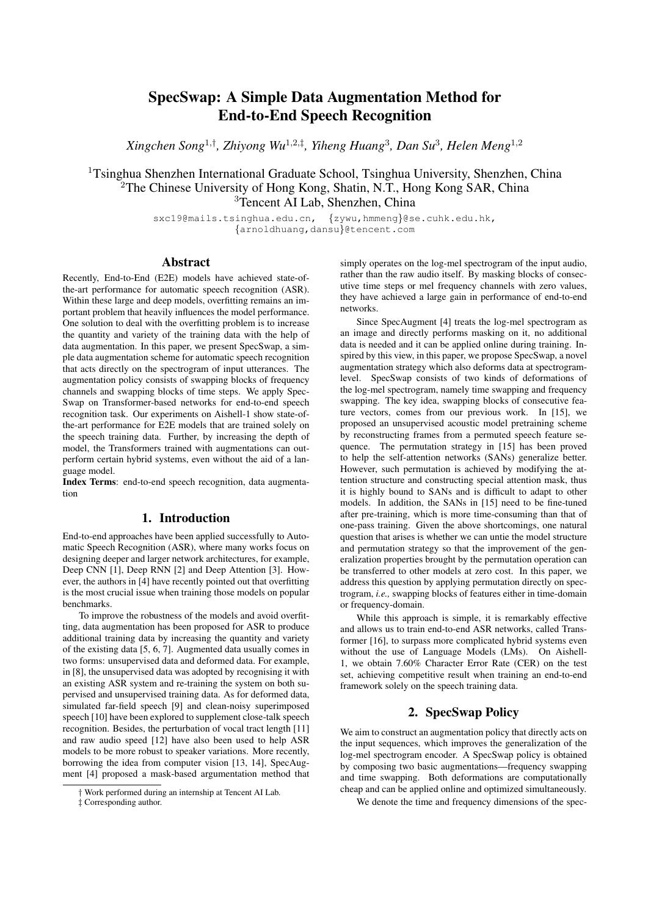// SpecSwap: A Simple Data Augmentation Method for End-to-End Speech Recognition

*Xingchen Song[1,†], Zhiyong Wu[1,2,‡], Yiheng Huang[3], Dan Su[3], Helen Meng[1,2]*

[1]Tsinghua Shenzhen International Graduate School, Tsinghua University, Shenzhen, China
[2]The Chinese University of Hong Kong, Shatin, N.T., Hong Kong SAR, China
[3]Tencent AI Lab, Shenzhen, China

sxc19@mails.tsinghua.edu.cn, {zywu,hmmeng}@se.cuhk.edu.hk, {arnoldhuang,dansu}@tencent.com

## Abstract

Recently, End-to-End (E2E) models have achieved state-of-the-art performance for automatic speech recognition (ASR). Within these large and deep models, overfitting remains an important problem that heavily influences the model performance. One solution to deal with the overfitting problem is to increase the quantity and variety of the training data with the help of data augmentation. In this paper, we present SpecSwap, a simple data augmentation scheme for automatic speech recognition that acts directly on the spectrogram of input utterances. The augmentation policy consists of swapping blocks of frequency channels and swapping blocks of time steps. We apply SpecSwap on Transformer-based networks for end-to-end speech recognition task. Our experiments on Aishell-1 show state-of-the-art performance for E2E models that are trained solely on the speech training data. Further, by increasing the depth of model, the Transformers trained with augmentations can outperform certain hybrid systems, even without the aid of a language model.

**Index Terms**: end-to-end speech recognition, data augmentation

## 1. Introduction

End-to-end approaches have been applied successfully to Automatic Speech Recognition (ASR), where many works focus on designing deeper and larger network architectures, for example, Deep CNN [1], Deep RNN [2] and Deep Attention [3]. However, the authors in [4] have recently pointed out that overfitting is the most crucial issue when training those models on popular benchmarks.

To improve the robustness of the models and avoid overfitting, data augmentation has been proposed for ASR to produce additional training data by increasing the quantity and variety of the existing data [5, 6, 7]. Augmented data usually comes in two forms: unsupervised data and deformed data. For example, in [8], the unsupervised data was adopted by recognising it with an existing ASR system and re-training the system on both supervised and unsupervised training data. As for deformed data, simulated far-field speech [9] and clean-noisy superimposed speech [10] have been explored to supplement close-talk speech recognition. Besides, the perturbation of vocal tract length [11] and raw audio speed [12] have also been used to help ASR models to be more robust to speaker variations. More recently, borrowing the idea from computer vision [13, 14], SpecAugment [4] proposed a mask-based argumentation method that simply operates on the log-mel spectrogram of the input audio, rather than the raw audio itself. By masking blocks of consecutive time steps or mel frequency channels with zero values, they have achieved a large gain in performance of end-to-end networks.

Since SpecAugment [4] treats the log-mel spectrogram as an image and directly performs masking on it, no additional data is needed and it can be applied online during training. Inspired by this view, in this paper, we propose SpecSwap, a novel augmentation strategy which also deforms data at spectrogram-level. SpecSwap consists of two kinds of deformations of the log-mel spectrogram, namely time swapping and frequency swapping. The key idea, swapping blocks of consecutive feature vectors, comes from our previous work. In [15], we proposed an unsupervised acoustic model pretraining scheme by reconstructing frames from a permuted speech feature sequence. The permutation strategy in [15] has been proved to help the self-attention networks (SANs) generalize better. However, such permutation is achieved by modifying the attention structure and constructing special attention mask, thus it is highly bound to SANs and is difficult to adapt to other models. In addition, the SANs in [15] need to be fine-tuned after pre-training, which is more time-consuming than that of one-pass training. Given the above shortcomings, one natural question that arises is whether we can untie the model structure and permutation strategy so that the improvement of the generalization properties brought by the permutation operation can be transferred to other models at zero cost. In this paper, we address this question by applying permutation directly on spectrogram, *i.e.,* swapping blocks of features either in time-domain or frequency-domain.

While this approach is simple, it is remarkably effective and allows us to train end-to-end ASR networks, called Transformer [16], to surpass more complicated hybrid systems even without the use of Language Models (LMs). On Aishell-1, we obtain 7.60% Character Error Rate (CER) on the test set, achieving competitive result when training an end-to-end framework solely on the speech training data.

## 2. SpecSwap Policy

We aim to construct an augmentation policy that directly acts on the input sequences, which improves the generalization of the log-mel spectrogram encoder. A SpecSwap policy is obtained by composing two basic augmentations—frequency swapping and time swapping. Both deformations are computationally cheap and can be applied online and optimized simultaneously.

We denote the time and frequency dimensions of the spec-

† Work performed during an internship at Tencent AI Lab.
‡ Corresponding author.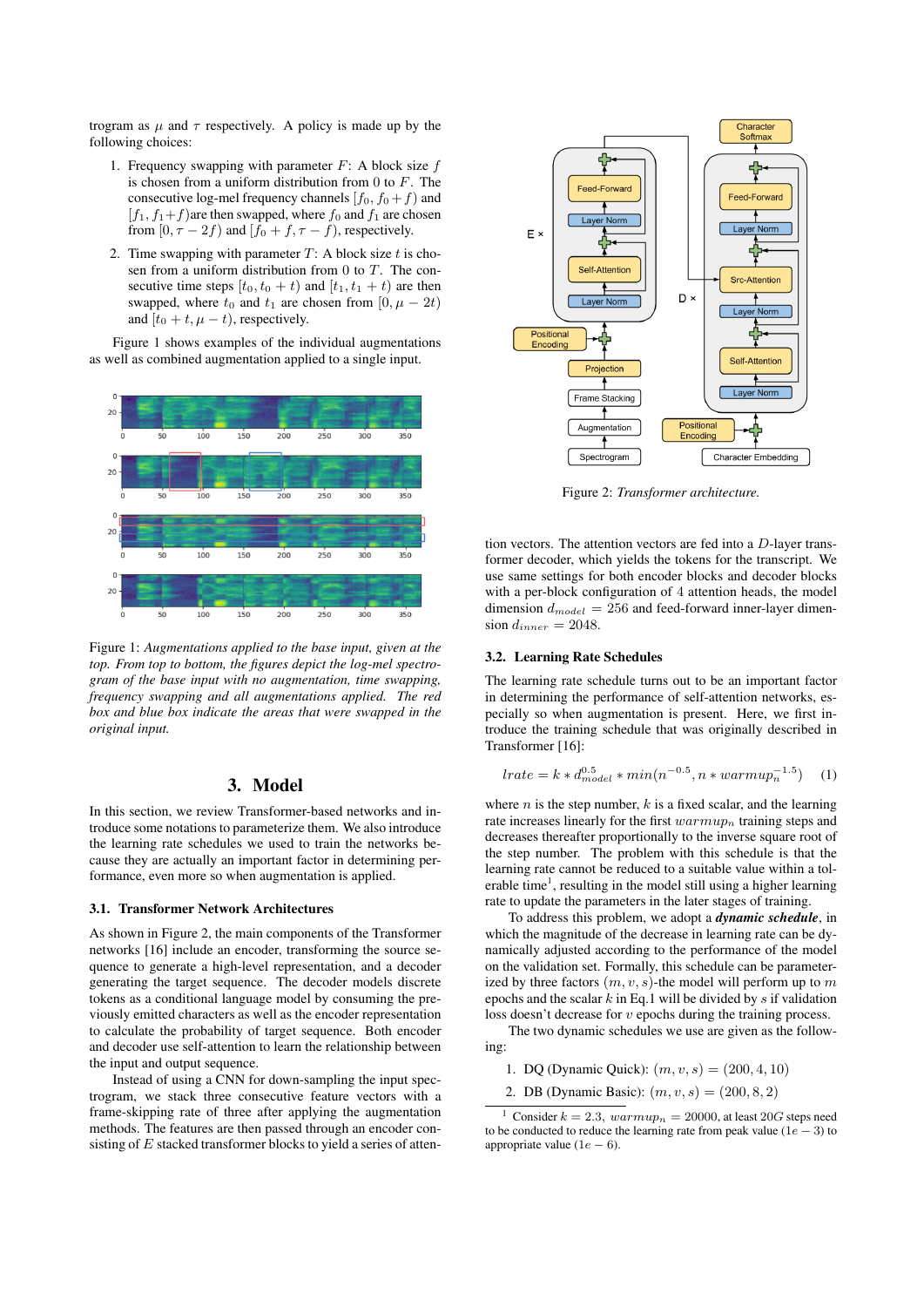trogram as $\mu$ and $\tau$ respectively. A policy is made up by the following choices:

1. Frequency swapping with parameter $F$: A block size $f$ is chosen from a uniform distribution from 0 to $F$. The consecutive log-mel frequency channels $[f_0, f_0+f)$ and $[f_1, f_1+f)$are then swapped, where $f_0$ and $f_1$ are chosen from $[0, \tau - 2f)$ and $[f_0 + f, \tau - f)$, respectively.
2. Time swapping with parameter $T$: A block size $t$ is chosen from a uniform distribution from 0 to $T$. The consecutive time steps $[t_0, t_0 + t)$ and $[t_1, t_1 + t)$ are then swapped, where $t_0$ and $t_1$ are chosen from $[0, \mu - 2t)$ and $[t_0 + t, \mu - t)$, respectively.

Figure 1 shows examples of the individual augmentations as well as combined augmentation applied to a single input.

Figure 1: *Augmentations applied to the base input, given at the top. From top to bottom, the figures depict the log-mel spectrogram of the base input with no augmentation, time swapping, frequency swapping and all augmentations applied. The red box and blue box indicate the areas that were swapped in the original input.*

## 3. Model

In this section, we review Transformer-based networks and introduce some notations to parameterize them. We also introduce the learning rate schedules we used to train the networks because they are actually an important factor in determining performance, even more so when augmentation is applied.

### 3.1. Transformer Network Architectures

As shown in Figure 2, the main components of the Transformer networks [16] include an encoder, transforming the source sequence to generate a high-level representation, and a decoder generating the target sequence. The decoder models discrete tokens as a conditional language model by consuming the previously emitted characters as well as the encoder representation to calculate the probability of target sequence. Both encoder and decoder use self-attention to learn the relationship between the input and output sequence.

Instead of using a CNN for down-sampling the input spectrogram, we stack three consecutive feature vectors with a frame-skipping rate of three after applying the augmentation methods. The features are then passed through an encoder consisting of $E$ stacked transformer blocks to yield a series of attention vectors. The attention vectors are fed into a $D$-layer transformer decoder, which yields the tokens for the transcript. We use same settings for both encoder blocks and decoder blocks with a per-block configuration of 4 attention heads, the model dimension $d_{model} = 256$ and feed-forward inner-layer dimension $d_{inner} = 2048$.

Figure 2: *Transformer architecture.*

### 3.2. Learning Rate Schedules

The learning rate schedule turns out to be an important factor in determining the performance of self-attention networks, especially so when augmentation is used. Here, we first introduce the training schedule that was originally described in Transformer [16]:

$$lrate = k * d_{model}^{0.5} * min(n^{-0.5}, n * warmup_n^{-1.5}) \quad (1)$$

where $n$ is the step number, $k$ is a fixed scalar, and the learning rate increases linearly for the first $warmup_n$ training steps and decreases thereafter proportionally to the inverse square root of the step number. The problem with this schedule is that the learning rate cannot be reduced to a suitable value within a tolerable time[1], resulting in the model still using a higher learning rate to update the parameters in the later stages of training.

To address this problem, we adopt a ***dynamic schedule***, in which the magnitude of the decrease in learning rate can be dynamically adjusted according to the performance of the model on the validation set. Formally, this schedule can be parameterized by three factors $(m, v, s)$-the model will perform up to $m$ epochs and the scalar $k$ in Eq.1 will be divided by $s$ if validation loss doesn't decrease for $v$ epochs during the training process.

The two dynamic schedules we use are given as the following:

1. DQ (Dynamic Quick): $(m, v, s) = (200, 4, 10)$
2. DB (Dynamic Basic): $(m, v, s) = (200, 8, 2)$

[1] Consider $k = 2.3$, $warmup_n = 20000$, at least $20G$ steps need to be conducted to reduce the learning rate from peak value $(1e-3)$ to appropriate value $(1e-6)$.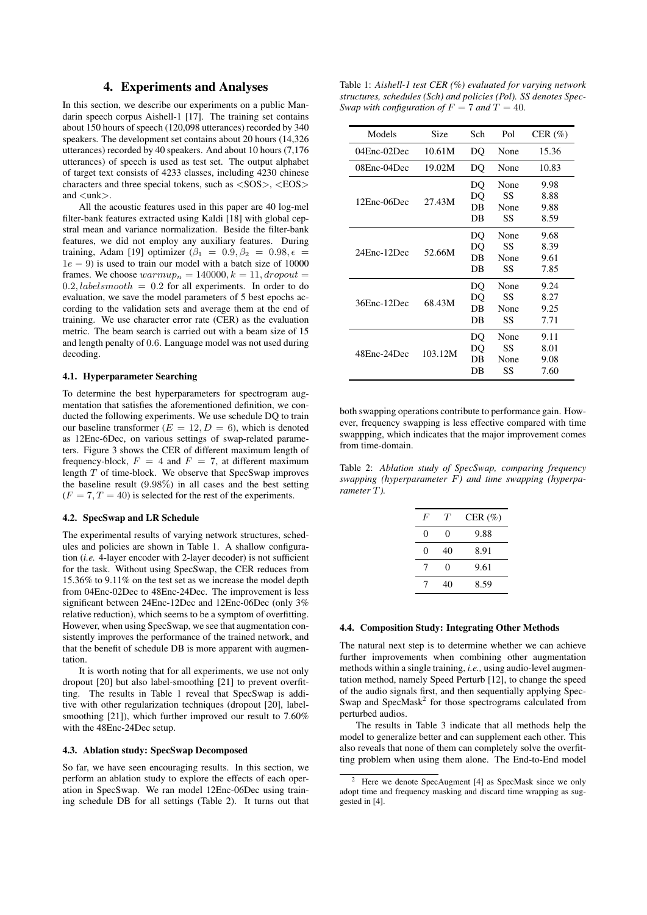## 4. Experiments and Analyses

In this section, we describe our experiments on a public Mandarin speech corpus Aishell-1 [17]. The training set contains about 150 hours of speech (120,098 utterances) recorded by 340 speakers. The development set contains about 20 hours (14,326 utterances) recorded by 40 speakers. And about 10 hours (7,176 utterances) of speech is used as test set. The output alphabet of target text consists of 4233 classes, including 4230 chinese characters and three special tokens, such as <SOS>, <EOS> and <unk>.

All the acoustic features used in this paper are 40 log-mel filter-bank features extracted using Kaldi [18] with global cepstral mean and variance normalization. Beside the filter-bank features, we did not employ any auxiliary features. During training, Adam [19] optimizer ($\beta_1 = 0.9, \beta_2 = 0.98, \epsilon = 1e-9$) is used to train our model with a batch size of 10000 frames. We choose $warmup_n = 140000, k = 11, dropout = 0.2, labelsmooth = 0.2$ for all experiments. In order to do evaluation, we save the model parameters of 5 best epochs according to the validation sets and average them at the end of training. We use character error rate (CER) as the evaluation metric. The beam search is carried out with a beam size of 15 and length penalty of 0.6. Language model was not used during decoding.

### 4.1. Hyperparameter Searching

To determine the best hyperparameters for spectrogram augmentation that satisfies the aforementioned definition, we conducted the following experiments. We use schedule DQ to train our baseline transformer ($E = 12, D = 6$), which is denoted as 12Enc-6Dec, on various settings of swap-related parameters. Figure 3 shows the CER of different maximum length of frequency-block, $F = 4$ and $F = 7$, at different maximum length $T$ of time-block. We observe that SpecSwap improves the baseline result (9.98%) in all cases and the best setting ($F = 7, T = 40$) is selected for the rest of the experiments.

### 4.2. SpecSwap and LR Schedule

The experimental results of varying network structures, schedules and policies are shown in Table 1. A shallow configuration (*i.e.* 4-layer encoder with 2-layer decoder) is not sufficient for the task. Without using SpecSwap, the CER reduces from 15.36% to 9.11% on the test set as we increase the model depth from 04Enc-02Dec to 48Enc-24Dec. The improvement is less significant between 24Enc-12Dec and 12Enc-06Dec (only 3% relative reduction), which seems to be a symptom of overfitting. However, when using SpecSwap, we see that augmentation consistently improves the performance of the trained network, and that the benefit of schedule DB is more apparent with augmentation.

It is worth noting that for all experiments, we use not only dropout [20] but also label-smoothing [21] to prevent overfitting. The results in Table 1 reveal that SpecSwap is additive with other regularization techniques (dropout [20], label-smoothing [21]), which further improved our result to 7.60% with the 48Enc-24Dec setup.

### 4.3. Ablation study: SpecSwap Decomposed

So far, we have seen encouraging results. In this section, we perform an ablation study to explore the effects of each operation in SpecSwap. We ran model 12Enc-06Dec using training schedule DB for all settings (Table 2). It turns out that both swapping operations contribute to performance gain. However, frequency swapping is less effective compared with time swappping, which indicates that the major improvement comes from time-domain.

Table 1: *Aishell-1 test CER (%) evaluated for varying network structures, schedules (Sch) and policies (Pol). SS denotes SpecSwap with configuration of $F = 7$ and $T = 40$.*

| Models | Size | Sch | Pol | CER (%) |
|---|---|---|---|---|
| 04Enc-02Dec | 10.61M | DQ | None | 15.36 |
| 08Enc-04Dec | 19.02M | DQ | None | 10.83 |
| 12Enc-06Dec | 27.43M | DQ | None | 9.98 |
| | | DQ | SS | 8.88 |
| | | DB | None | 9.88 |
| | | DB | SS | 8.59 |
| 24Enc-12Dec | 52.66M | DQ | None | 9.68 |
| | | DQ | SS | 8.39 |
| | | DB | None | 9.61 |
| | | DB | SS | 7.85 |
| 36Enc-12Dec | 68.43M | DQ | None | 9.24 |
| | | DQ | SS | 8.27 |
| | | DB | None | 9.25 |
| | | DB | SS | 7.71 |
| 48Enc-24Dec | 103.12M | DQ | None | 9.11 |
| | | DQ | SS | 8.01 |
| | | DB | None | 9.08 |
| | | DB | SS | 7.60 |

Table 2: *Ablation study of SpecSwap, comparing frequency swapping (hyperparameter $F$) and time swapping (hyperparameter $T$).*

| $F$ | $T$ | CER (%) |
|---|---|---|
| 0 | 0 | 9.88 |
| 0 | 40 | 8.91 |
| 7 | 0 | 9.61 |
| 7 | 40 | 8.59 |

### 4.4. Composition Study: Integrating Other Methods

The natural next step is to determine whether we can achieve further improvements when combining other augmentation methods within a single training, *i.e.,* using audio-level augmentation method, namely Speed Perturb [12], to change the speed of the audio signals first, and then sequentially applying SpecSwap and SpecMask[2] for those spectrograms calculated from perturbed audios.

The results in Table 3 indicate that all methods help the model to generalize better and can supplement each other. This also reveals that none of them can completely solve the overfitting problem when using them alone. The End-to-End model

[2] Here we denote SpecAugment [4] as SpecMask since we only adopt time and frequency masking and discard time wrapping as suggested in [4].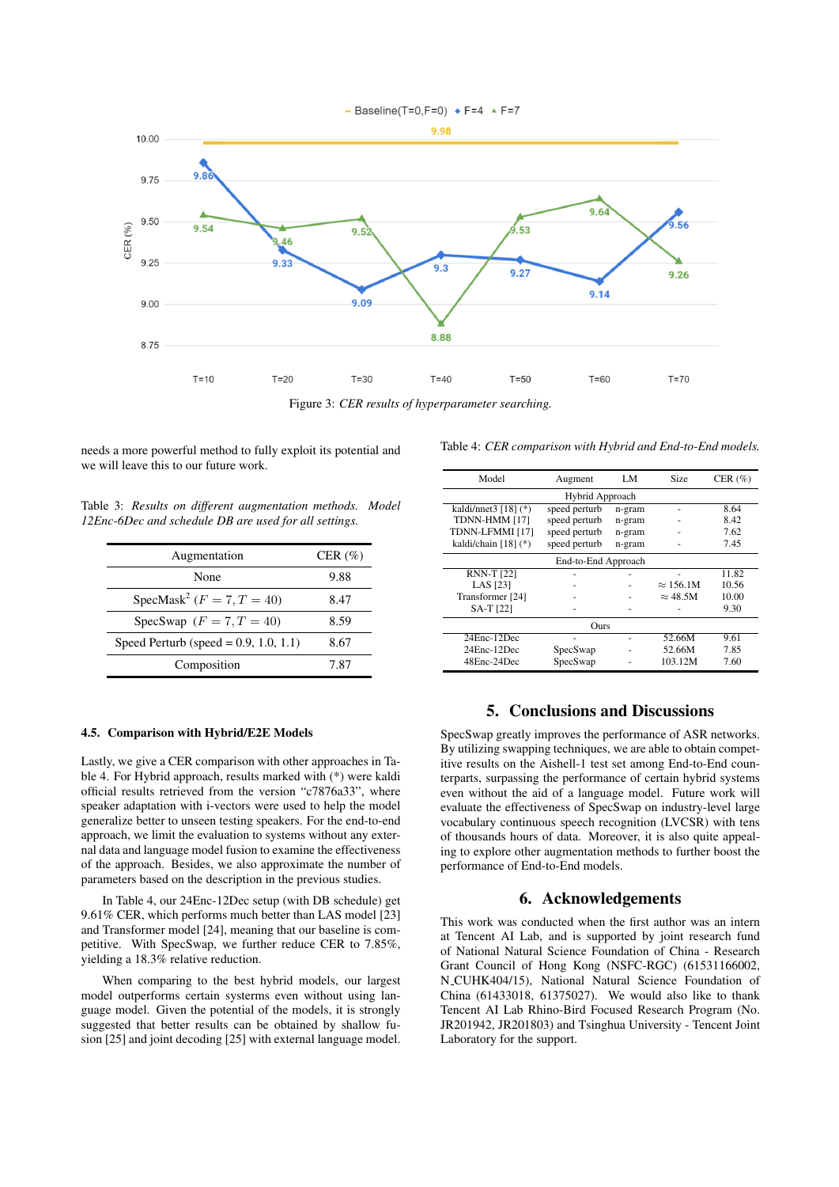Figure 3: *CER results of hyperparameter searching.*

needs a more powerful method to fully exploit its potential and we will leave this to our future work.

Table 3: *Results on different augmentation methods. Model 12Enc-6Dec and schedule DB are used for all settings.*

| Augmentation | CER (%) |
|---|---|
| None | 9.88 |
| SpecMask[2] ($F = 7, T = 40$) | 8.47 |
| SpecSwap ($F = 7, T = 40$) | 8.59 |
| Speed Perturb (speed = 0.9, 1.0, 1.1) | 8.67 |
| Composition | 7.87 |

### 4.5. Comparison with Hybrid/E2E Models

Lastly, we give a CER comparison with other approaches in Table 4. For Hybrid approach, results marked with (*) were kaldi official results retrieved from the version "c7876a33", where speaker adaptation with i-vectors were used to help the model generalize better to unseen testing speakers. For the end-to-end approach, we limit the evaluation to systems without any external data and language model fusion to examine the effectiveness of the approach. Besides, we also approximate the number of parameters based on the description in the previous studies.

In Table 4, our 24Enc-12Dec setup (with DB schedule) get 9.61% CER, which performs much better than LAS model [23] and Transformer model [24], meaning that our baseline is competitive. With SpecSwap, we further reduce CER to 7.85%, yielding a 18.3% relative reduction.

When comparing to the best hybrid models, our largest model outperforms certain systems even without using language model. Given the potential of the models, it is strongly suggested that better results can be obtained by shallow fusion [25] and joint decoding [25] with external language model.

Table 4: *CER comparison with Hybrid and End-to-End models.*

| Model | Augment | LM | Size | CER (%) |
|---|---|---|---|---|
| Hybrid Approach | | | | |
| kaldi/nnet3 [18] (*) | speed perturb | n-gram | - | 8.64 |
| TDNN-HMM [17] | speed perturb | n-gram | - | 8.42 |
| TDNN-LFMMI [17] | speed perturb | n-gram | - | 7.62 |
| kaldi/chain [18] (*) | speed perturb | n-gram | - | 7.45 |
| End-to-End Approach | | | | |
| RNN-T [22] | - | - | - | 11.82 |
| LAS [23] | - | - | $\approx$ 156.1M | 10.56 |
| Transformer [24] | - | - | $\approx$ 48.5M | 10.00 |
| SA-T [22] | - | - | - | 9.30 |
| Ours | | | | |
| 24Enc-12Dec | - | - | 52.66M | 9.61 |
| 24Enc-12Dec | SpecSwap | - | 52.66M | 7.85 |
| 48Enc-24Dec | SpecSwap | - | 103.12M | 7.60 |

## 5. Conclusions and Discussions

SpecSwap greatly improves the performance of ASR networks. By utilizing swapping techniques, we are able to obtain competitive results on the Aishell-1 test set among End-to-End counterparts, surpassing the performance of certain hybrid systems even without the aid of a language model. Future work will evaluate the effectiveness of SpecSwap on industry-level large vocabulary continuous speech recognition (LVCSR) with tens of thousands hours of data. Moreover, it is also quite appealing to explore other augmentation methods to further boost the performance of End-to-End models.

## 6. Acknowledgements

This work was conducted when the first author was an intern at Tencent AI Lab, and is supported by joint research fund of National Natural Science Foundation of China - Research Grant Council of Hong Kong (NSFC-RGC) (61531166002, N_CUHK404/15), National Natural Science Foundation of China (61433018, 61375027). We would also like to thank Tencent AI Lab Rhino-Bird Focused Research Program (No. JR201942, JR201803) and Tsinghua University - Tencent Joint Laboratory for the support.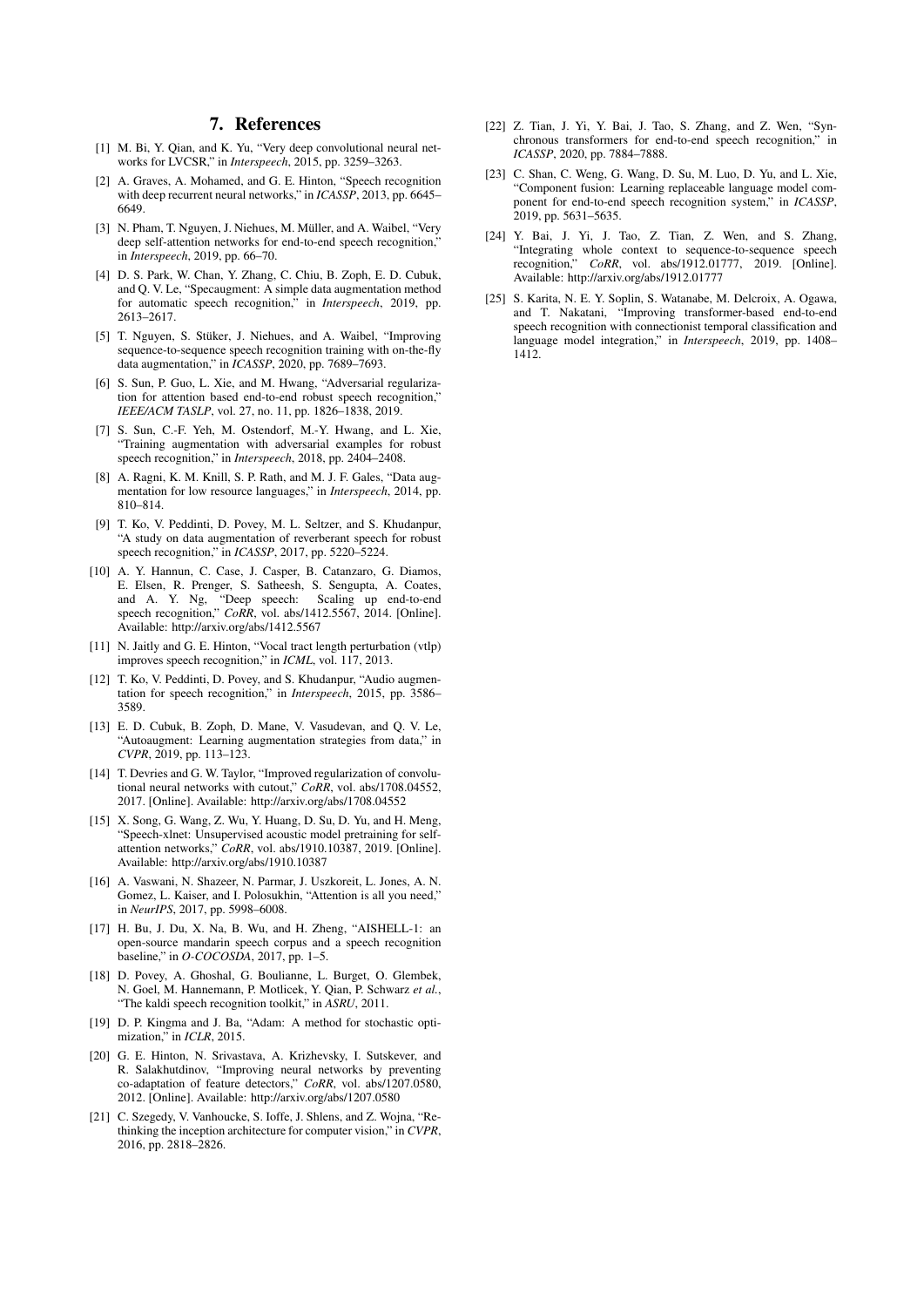## 7. References

[1] M. Bi, Y. Qian, and K. Yu, "Very deep convolutional neural networks for LVCSR," in *Interspeech*, 2015, pp. 3259–3263.

[2] A. Graves, A. Mohamed, and G. E. Hinton, "Speech recognition with deep recurrent neural networks," in *ICASSP*, 2013, pp. 6645–6649.

[3] N. Pham, T. Nguyen, J. Niehues, M. Müller, and A. Waibel, "Very deep self-attention networks for end-to-end speech recognition," in *Interspeech*, 2019, pp. 66–70.

[4] D. S. Park, W. Chan, Y. Zhang, C. Chiu, B. Zoph, E. D. Cubuk, and Q. V. Le, "Specaugment: A simple data augmentation method for automatic speech recognition," in *Interspeech*, 2019, pp. 2613–2617.

[5] T. Nguyen, S. Stüker, J. Niehues, and A. Waibel, "Improving sequence-to-sequence speech recognition training with on-the-fly data augmentation," in *ICASSP*, 2020, pp. 7689–7693.

[6] S. Sun, P. Guo, L. Xie, and M. Hwang, "Adversarial regularization for attention based end-to-end robust speech recognition," *IEEE/ACM TASLP*, vol. 27, no. 11, pp. 1826–1838, 2019.

[7] S. Sun, C.-F. Yeh, M. Ostendorf, M.-Y. Hwang, and L. Xie, "Training augmentation with adversarial examples for robust speech recognition," in *Interspeech*, 2018, pp. 2404–2408.

[8] A. Ragni, K. M. Knill, S. P. Rath, and M. J. F. Gales, "Data augmentation for low resource languages," in *Interspeech*, 2014, pp. 810–814.

[9] T. Ko, V. Peddinti, D. Povey, M. L. Seltzer, and S. Khudanpur, "A study on data augmentation of reverberant speech for robust speech recognition," in *ICASSP*, 2017, pp. 5220–5224.

[10] A. Y. Hannun, C. Case, J. Casper, B. Catanzaro, G. Diamos, E. Elsen, R. Prenger, S. Satheesh, S. Sengupta, A. Coates, and A. Y. Ng, "Deep speech: Scaling up end-to-end speech recognition," *CoRR*, vol. abs/1412.5567, 2014. [Online]. Available: http://arxiv.org/abs/1412.5567

[11] N. Jaitly and G. E. Hinton, "Vocal tract length perturbation (vtlp) improves speech recognition," in *ICML*, vol. 117, 2013.

[12] T. Ko, V. Peddinti, D. Povey, and S. Khudanpur, "Audio augmentation for speech recognition," in *Interspeech*, 2015, pp. 3586–3589.

[13] E. D. Cubuk, B. Zoph, D. Mane, V. Vasudevan, and Q. V. Le, "Autoaugment: Learning augmentation strategies from data," in *CVPR*, 2019, pp. 113–123.

[14] T. Devries and G. W. Taylor, "Improved regularization of convolutional neural networks with cutout," *CoRR*, vol. abs/1708.04552, 2017. [Online]. Available: http://arxiv.org/abs/1708.04552

[15] X. Song, G. Wang, Z. Wu, Y. Huang, D. Su, D. Yu, and H. Meng, "Speech-xlnet: Unsupervised acoustic model pretraining for self-attention networks," *CoRR*, vol. abs/1910.10387, 2019. [Online]. Available: http://arxiv.org/abs/1910.10387

[16] A. Vaswani, N. Shazeer, N. Parmar, J. Uszkoreit, L. Jones, A. N. Gomez, L. Kaiser, and I. Polosukhin, "Attention is all you need," in *NeurIPS*, 2017, pp. 5998–6008.

[17] H. Bu, J. Du, X. Na, B. Wu, and H. Zheng, "AISHELL-1: an open-source mandarin speech corpus and a speech recognition baseline," in *O-COCOSDA*, 2017, pp. 1–5.

[18] D. Povey, A. Ghoshal, G. Boulianne, L. Burget, O. Glembek, N. Goel, M. Hannemann, P. Motlicek, Y. Qian, P. Schwarz *et al.*, "The kaldi speech recognition toolkit," in *ASRU*, 2011.

[19] D. P. Kingma and J. Ba, "Adam: A method for stochastic optimization," in *ICLR*, 2015.

[20] G. E. Hinton, N. Srivastava, A. Krizhevsky, I. Sutskever, and R. Salakhutdinov, "Improving neural networks by preventing co-adaptation of feature detectors," *CoRR*, vol. abs/1207.0580, 2012. [Online]. Available: http://arxiv.org/abs/1207.0580

[21] C. Szegedy, V. Vanhoucke, S. Ioffe, J. Shlens, and Z. Wojna, "Rethinking the inception architecture for computer vision," in *CVPR*, 2016, pp. 2818–2826.

[22] Z. Tian, J. Yi, Y. Bai, J. Tao, S. Zhang, and Z. Wen, "Synchronous transformers for end-to-end speech recognition," in *ICASSP*, 2020, pp. 7884–7888.

[23] C. Shan, C. Weng, G. Wang, D. Su, M. Luo, D. Yu, and L. Xie, "Component fusion: Learning replaceable language model component for end-to-end speech recognition system," in *ICASSP*, 2019, pp. 5631–5635.

[24] Y. Bai, J. Yi, J. Tao, Z. Tian, Z. Wen, and S. Zhang, "Integrating whole context to sequence-to-sequence speech recognition," *CoRR*, vol. abs/1912.01777, 2019. [Online]. Available: http://arxiv.org/abs/1912.01777

[25] S. Karita, N. E. Y. Soplin, S. Watanabe, M. Delcroix, A. Ogawa, and T. Nakatani, "Improving transformer-based end-to-end speech recognition with connectionist temporal classification and language model integration," in *Interspeech*, 2019, pp. 1408–1412.